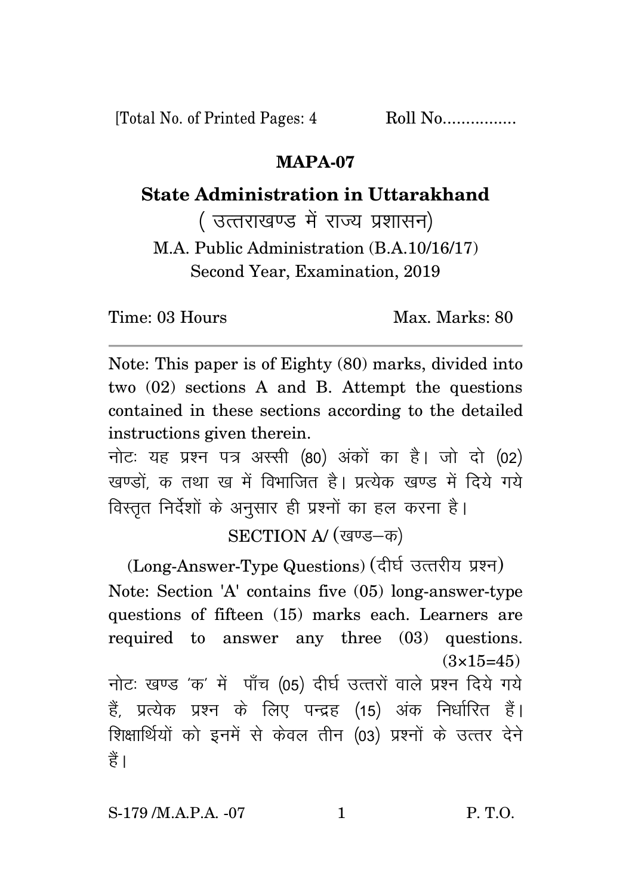[Total No. of Printed Pages: 4 Roll No................

## MAPA-07

# State Administration in Uttarakhand

( उत्तराखण्ड में राज्य प्रशासन)

M.A. Public Administration (B.A.10/16/17)

Second Year, Examination, 2019

Time: 03 Hours Max. Marks: 80

---

Note: This paper is of Eighty (80) marks, divided into two (02) sections A and B. Attempt the questions contained in these sections according to the detailed instructions given therein.

नोटः यह प्रश्न पत्र अस्सी (80) अंकों का है। जो दो (02) खण्डों, क तथा ख में विभाजित है। प्रत्येक खण्ड में दिये गये विस्तृत निर्देशों के अनुसार ही प्रश्नों का हल करना है।

### SECTION A/ (खण्ड–क)

(Long-Answer-Type Questions) (दीर्घ उत्तरीय प्रश्न)

Note: Section 'A' contains five (05) long-answer-type questions of fifteen (15) marks each. Learners are required to answer any three (03) questions. (3×15=45)

नोटः खण्ड 'क' में पाँच (05) दीर्घ उत्तरों वाले प्रश्न दिये गये हैं, प्रत्येक प्रश्न के लिए पन्द्रह (15) अंक निर्धारित हैं। शिक्षार्थियों को इनमें से केवल तीन (03) प्रश्नों के उत्तर देने हैं।

S-179 /M.A.P.A. -07 P. T.O.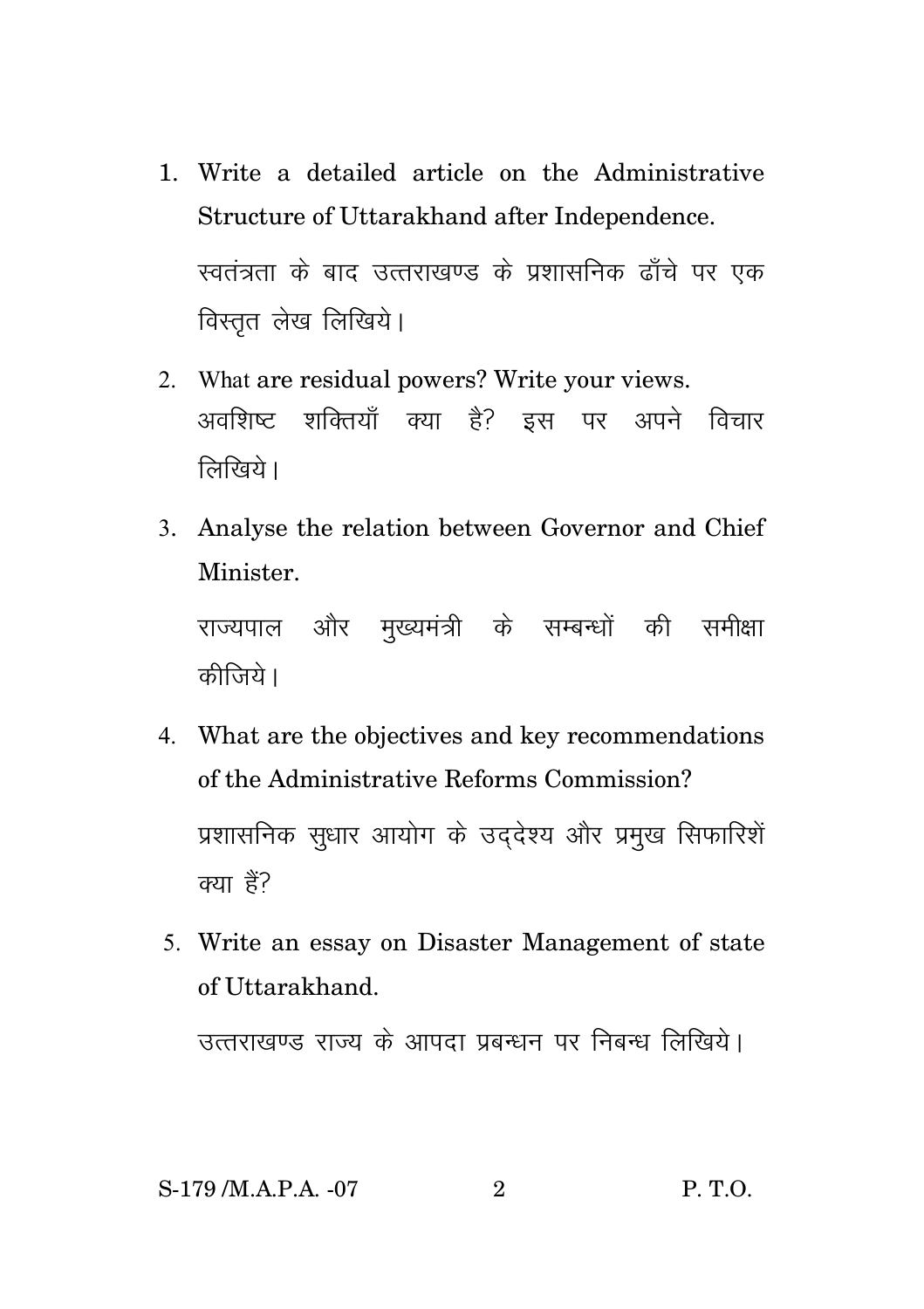1. Write a detailed article on the Administrative Structure of Uttarakhand after Independence.

   स्वतंत्रता के बाद उत्तराखण्ड के प्रशासनिक ढाँचे पर एक विस्तृत लेख लिखिये।

2. What are residual powers? Write your views.

   अवशिष्ट शक्तियाँ क्या है? इस पर अपने विचार लिखिये।

3. Analyse the relation between Governor and Chief Minister.

   राज्यपाल और मुख्यमंत्री के सम्बन्धों की समीक्षा कीजिये।

4. What are the objectives and key recommendations of the Administrative Reforms Commission?

   प्रशासनिक सुधार आयोग के उद्देश्य और प्रमुख सिफारिशें क्या हैं?

5. Write an essay on Disaster Management of state of Uttarakhand.

   उत्तराखण्ड राज्य के आपदा प्रबन्धन पर निबन्ध लिखिये।

S-179 /M.A.P.A. -07

P. T.O.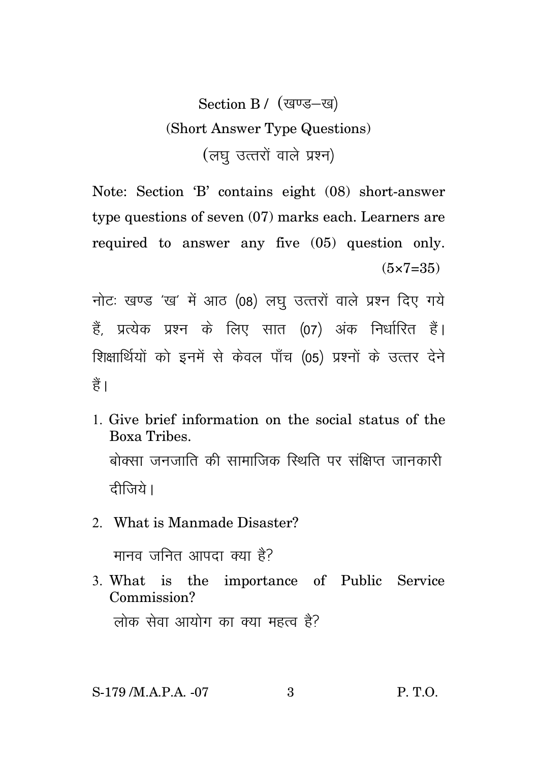## Section B / (खण्ड–ख)

### (Short Answer Type Questions)

### (लघु उत्तरों वाले प्रश्न)

Note: Section 'B' contains eight (08) short-answer type questions of seven (07) marks each. Learners are required to answer any five (05) question only. (5×7=35)

नोटः खण्ड 'ख' में आठ (08) लघु उत्तरों वाले प्रश्न दिए गये हैं, प्रत्येक प्रश्न के लिए सात (07) अंक निर्धारित हैं। शिक्षार्थियों को इनमें से केवल पाँच (05) प्रश्नों के उत्तर देने हैं।

1. Give brief information on the social status of the Boxa Tribes.

   बोक्सा जनजाति की सामाजिक स्थिति पर संक्षिप्त जानकारी दीजिये।

2. What is Manmade Disaster?

   मानव जनित आपदा क्या है?

3. What is the importance of Public Service Commission?

   लोक सेवा आयोग का क्या महत्व है?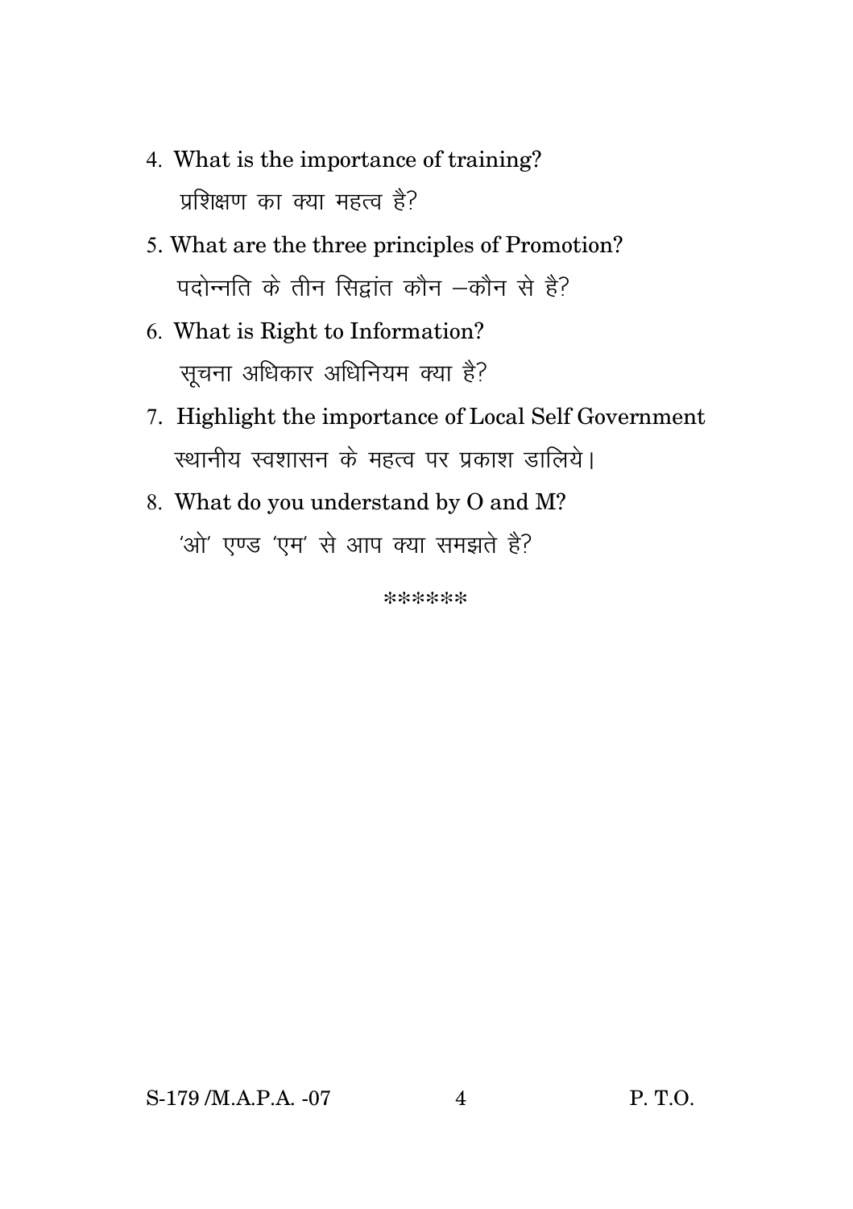4. What is the importance of training?

   प्रशिक्षण का क्या महत्व है?

5. What are the three principles of Promotion?

   पदोन्नति के तीन सिद्वांत कौन –कौन से है?

6. What is Right to Information?

   सूचना अधिकार अधिनियम क्या है?

7. Highlight the importance of Local Self Government

   स्थानीय स्वशासन के महत्व पर प्रकाश डालिये।

8. What do you understand by O and M?

   'ओ' एण्ड 'एम' से आप क्या समझते है?

******

S-179 /M.A.P.A. -07

P. T.O.